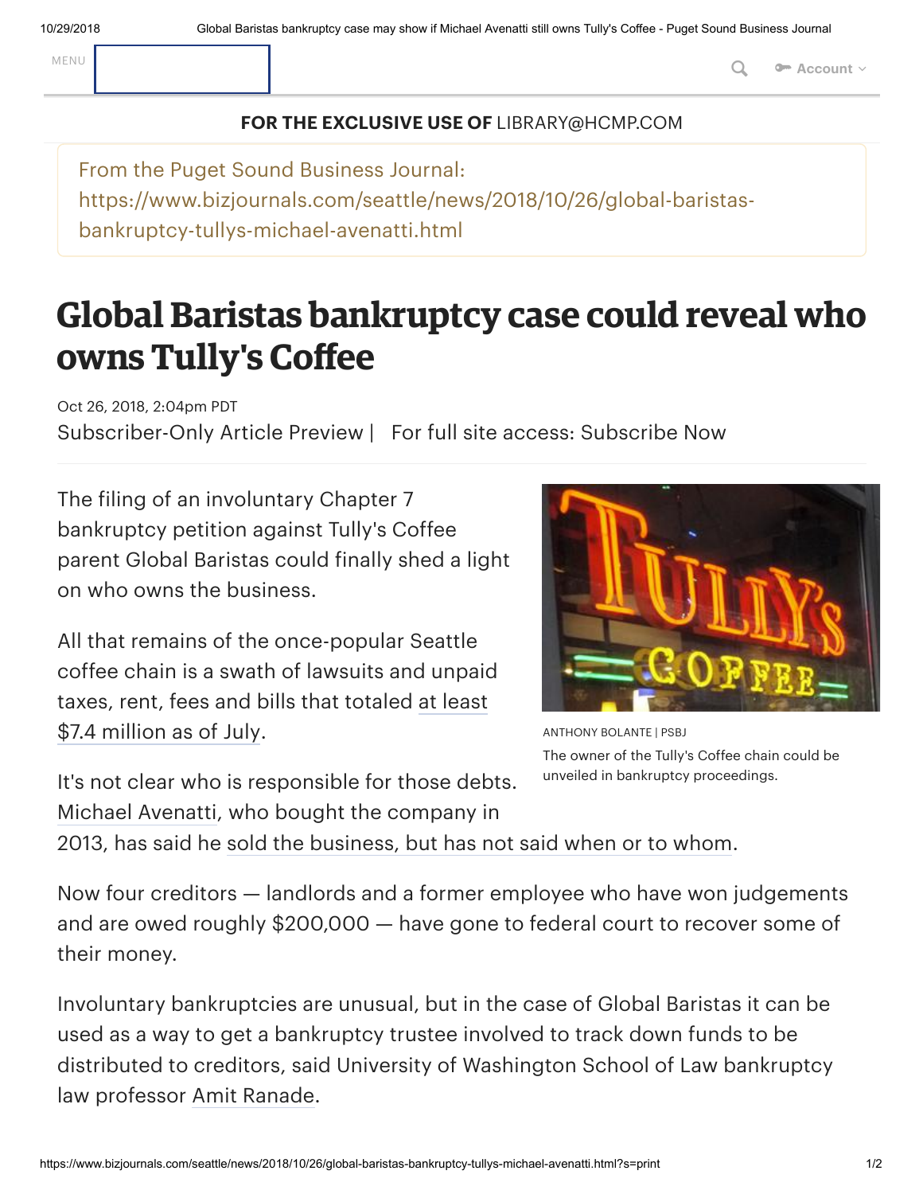FOR THE EXCLUSIVE USE OF LIBRARY@HCMP.COM

From the Puget Sound Business Journal: https://www.bizjournals.com/seattle/news/2018/10/26/global-baristas-bankruptcy-tullys-michael-avenatti.html

# Global Baristas bankruptcy case could reveal who owns Tully's Coffee

Oct 26, 2018, 2:04pm PDT

Subscriber-Only Article Preview | For full site access: Subscribe Now

The filing of an involuntary Chapter 7 bankruptcy petition against Tully's Coffee parent Global Baristas could finally shed a light on who owns the business.

All that remains of the once-popular Seattle coffee chain is a swath of lawsuits and unpaid taxes, rent, fees and bills that totaled at least $7.4 million as of July.

ANTHONY BOLANTE | PSBJ

The owner of the Tully's Coffee chain could be unveiled in bankruptcy proceedings.

It's not clear who is responsible for those debts. Michael Avenatti, who bought the company in 2013, has said he sold the business, but has not said when or to whom.

Now four creditors — landlords and a former employee who have won judgements and are owed roughly $200,000 — have gone to federal court to recover some of their money.

Involuntary bankruptcies are unusual, but in the case of Global Baristas it can be used as a way to get a bankruptcy trustee involved to track down funds to be distributed to creditors, said University of Washington School of Law bankruptcy law professor Amit Ranade.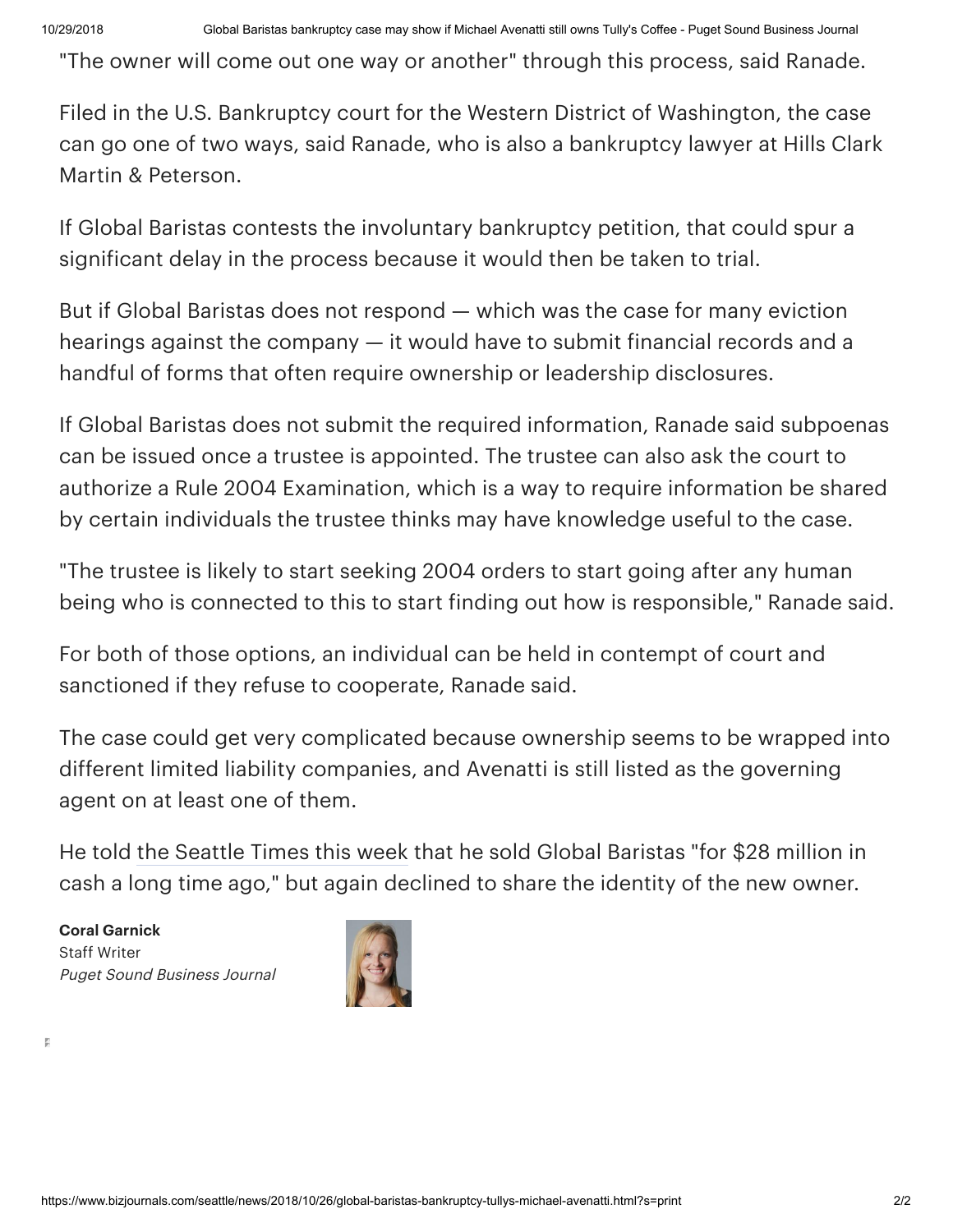"The owner will come out one way or another" through this process, said Ranade.

Filed in the U.S. Bankruptcy court for the Western District of Washington, the case can go one of two ways, said Ranade, who is also a bankruptcy lawyer at Hills Clark Martin & Peterson.

If Global Baristas contests the involuntary bankruptcy petition, that could spur a significant delay in the process because it would then be taken to trial.

But if Global Baristas does not respond — which was the case for many eviction hearings against the company — it would have to submit financial records and a handful of forms that often require ownership or leadership disclosures.

If Global Baristas does not submit the required information, Ranade said subpoenas can be issued once a trustee is appointed. The trustee can also ask the court to authorize a Rule 2004 Examination, which is a way to require information be shared by certain individuals the trustee thinks may have knowledge useful to the case.

"The trustee is likely to start seeking 2004 orders to start going after any human being who is connected to this to start finding out how is responsible," Ranade said.

For both of those options, an individual can be held in contempt of court and sanctioned if they refuse to cooperate, Ranade said.

The case could get very complicated because ownership seems to be wrapped into different limited liability companies, and Avenatti is still listed as the governing agent on at least one of them.

He told the Seattle Times this week that he sold Global Baristas "for $28 million in cash a long time ago," but again declined to share the identity of the new owner.

**Coral Garnick**
Staff Writer
*Puget Sound Business Journal*